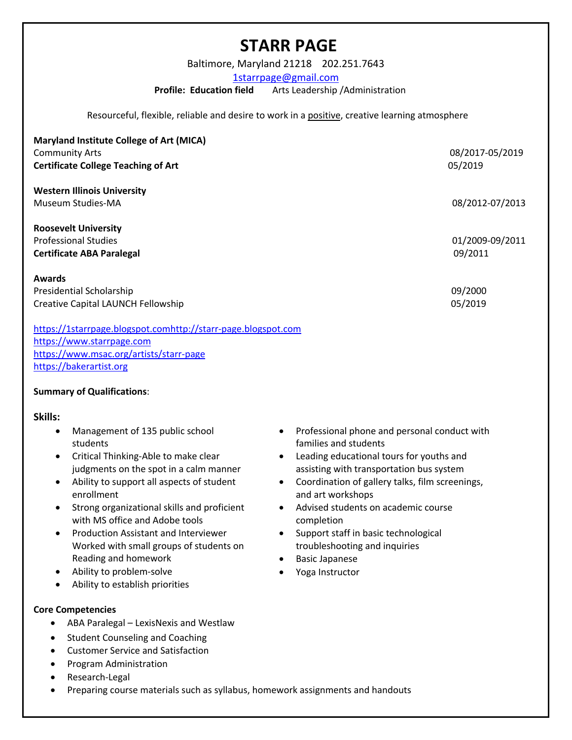# STARR PAGE

Baltimore, Maryland 21218 202.251.7643

1starrpage@gmail.com

**Profile: Education field** Arts Leadership /Administration

Resourceful, flexible, reliable and desire to work in a positive, creative learning atmosphere

**Maryland Institute College of Art (MICA)**
Community Arts 08/2017-05/2019
**Certificate College Teaching of Art** 05/2019

**Western Illinois University**
Museum Studies-MA 08/2012-07/2013

**Roosevelt University**
Professional Studies 01/2009-09/2011
**Certificate ABA Paralegal** 09/2011

**Awards**
Presidential Scholarship 09/2000
Creative Capital LAUNCH Fellowship 05/2019

https://1starrpage.blogspot.comhttp://starr-page.blogspot.com
https://www.starrpage.com
https://www.msac.org/artists/starr-page
https://bakerartist.org

**Summary of Qualifications**:

**Skills:**

- Management of 135 public school students
- Critical Thinking-Able to make clear judgments on the spot in a calm manner
- Ability to support all aspects of student enrollment
- Strong organizational skills and proficient with MS office and Adobe tools
- Production Assistant and Interviewer Worked with small groups of students on Reading and homework
- Ability to problem-solve
- Ability to establish priorities
- Professional phone and personal conduct with families and students
- Leading educational tours for youths and assisting with transportation bus system
- Coordination of gallery talks, film screenings, and art workshops
- Advised students on academic course completion
- Support staff in basic technological troubleshooting and inquiries
- Basic Japanese
- Yoga Instructor

**Core Competencies**

- ABA Paralegal – LexisNexis and Westlaw
- Student Counseling and Coaching
- Customer Service and Satisfaction
- Program Administration
- Research-Legal
- Preparing course materials such as syllabus, homework assignments and handouts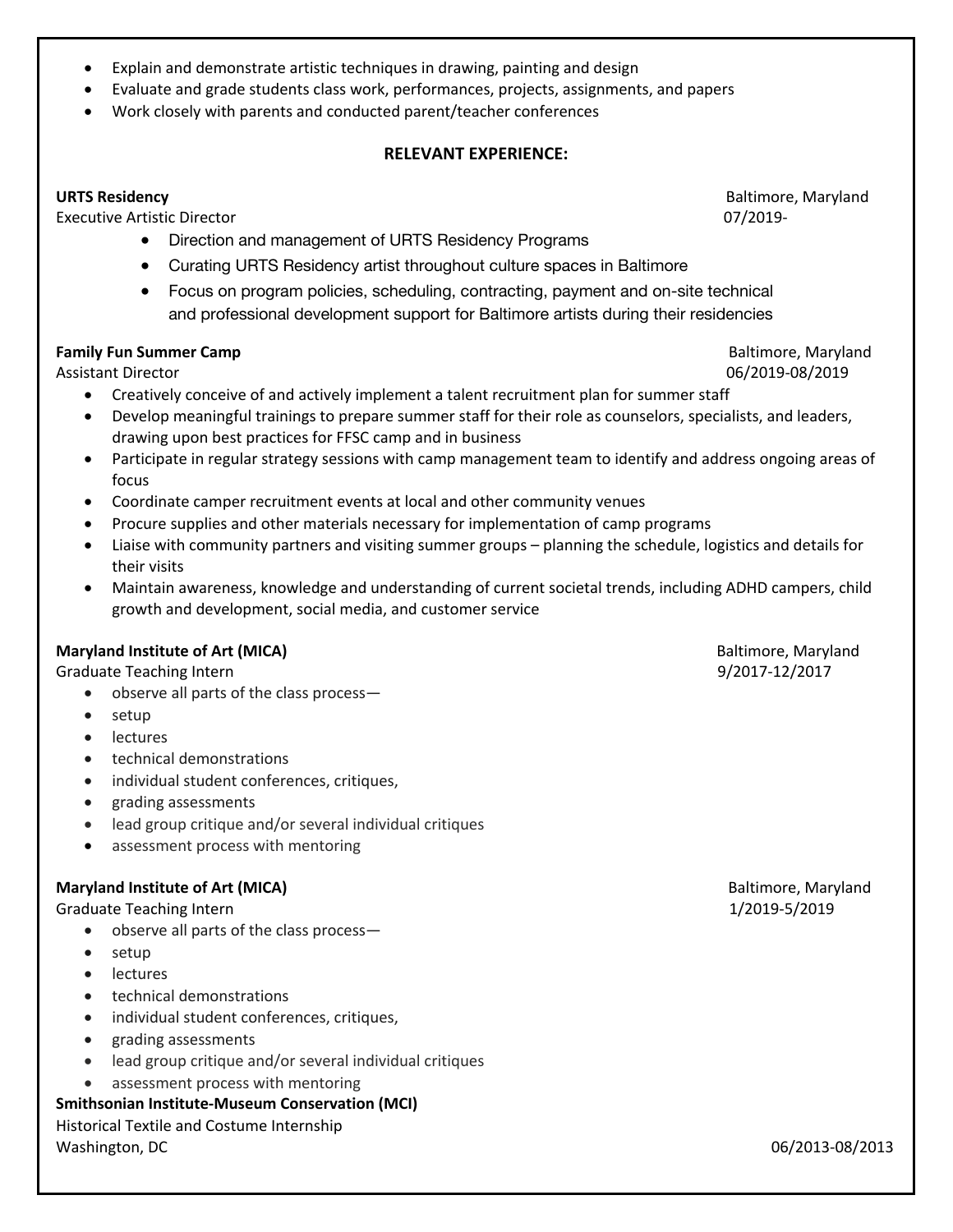- Explain and demonstrate artistic techniques in drawing, painting and design
- Evaluate and grade students class work, performances, projects, assignments, and papers
- Work closely with parents and conducted parent/teacher conferences

## RELEVANT EXPERIENCE:

**URTS Residency** — Baltimore, Maryland
Executive Artistic Director — 07/2019-

- Direction and management of URTS Residency Programs
- Curating URTS Residency artist throughout culture spaces in Baltimore
- Focus on program policies, scheduling, contracting, payment and on-site technical and professional development support for Baltimore artists during their residencies

**Family Fun Summer Camp** — Baltimore, Maryland
Assistant Director — 06/2019-08/2019

- Creatively conceive of and actively implement a talent recruitment plan for summer staff
- Develop meaningful trainings to prepare summer staff for their role as counselors, specialists, and leaders, drawing upon best practices for FFSC camp and in business
- Participate in regular strategy sessions with camp management team to identify and address ongoing areas of focus
- Coordinate camper recruitment events at local and other community venues
- Procure supplies and other materials necessary for implementation of camp programs
- Liaise with community partners and visiting summer groups – planning the schedule, logistics and details for their visits
- Maintain awareness, knowledge and understanding of current societal trends, including ADHD campers, child growth and development, social media, and customer service

**Maryland Institute of Art (MICA)** — Baltimore, Maryland
Graduate Teaching Intern — 9/2017-12/2017

- observe all parts of the class process—
- setup
- lectures
- technical demonstrations
- individual student conferences, critiques,
- grading assessments
- lead group critique and/or several individual critiques
- assessment process with mentoring

**Maryland Institute of Art (MICA)** — Baltimore, Maryland
Graduate Teaching Intern — 1/2019-5/2019

- observe all parts of the class process—
- setup
- lectures
- technical demonstrations
- individual student conferences, critiques,
- grading assessments
- lead group critique and/or several individual critiques
- assessment process with mentoring

**Smithsonian Institute-Museum Conservation (MCI)**
Historical Textile and Costume Internship
Washington, DC — 06/2013-08/2013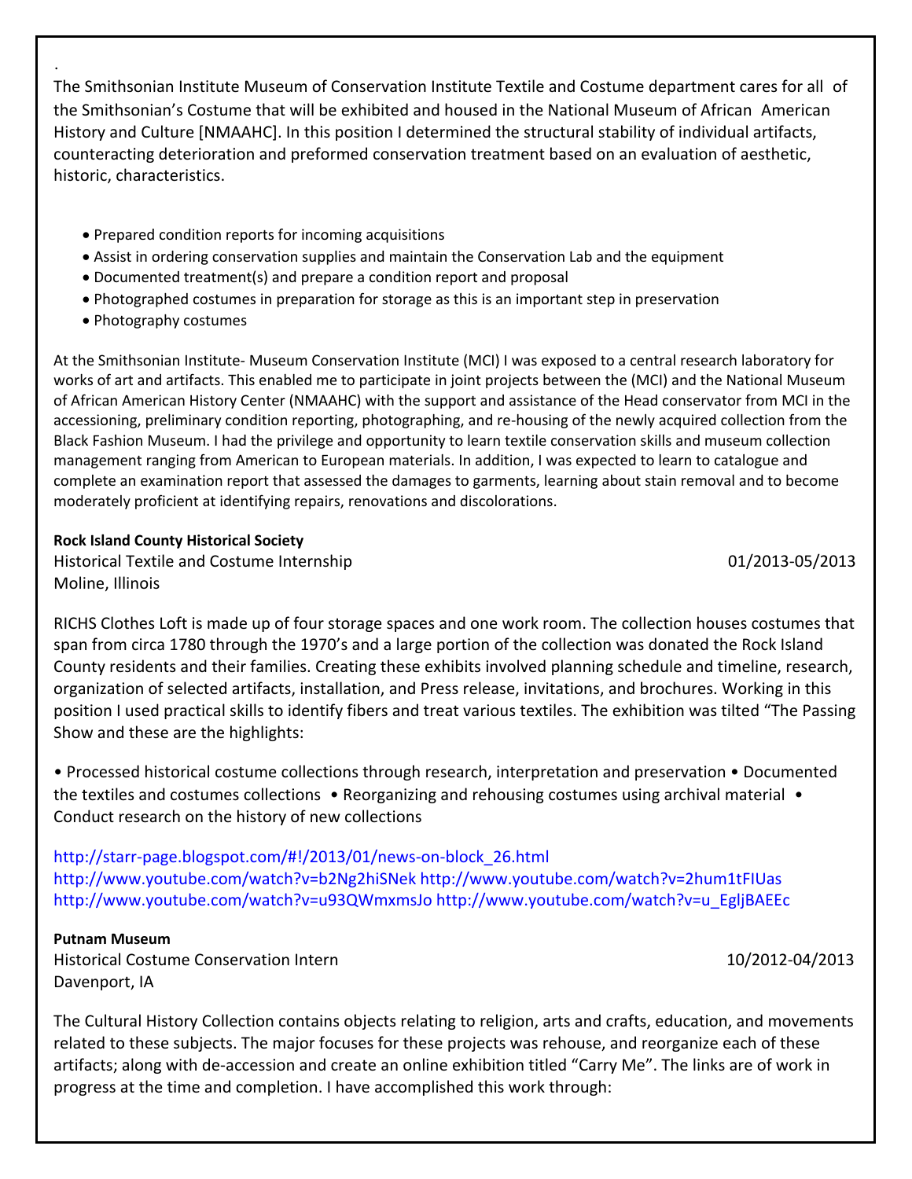.

The Smithsonian Institute Museum of Conservation Institute Textile and Costume department cares for all of the Smithsonian's Costume that will be exhibited and housed in the National Museum of African American History and Culture [NMAAHC]. In this position I determined the structural stability of individual artifacts, counteracting deterioration and preformed conservation treatment based on an evaluation of aesthetic, historic, characteristics.

- Prepared condition reports for incoming acquisitions
- Assist in ordering conservation supplies and maintain the Conservation Lab and the equipment
- Documented treatment(s) and prepare a condition report and proposal
- Photographed costumes in preparation for storage as this is an important step in preservation
- Photography costumes

At the Smithsonian Institute- Museum Conservation Institute (MCI) I was exposed to a central research laboratory for works of art and artifacts. This enabled me to participate in joint projects between the (MCI) and the National Museum of African American History Center (NMAAHC) with the support and assistance of the Head conservator from MCI in the accessioning, preliminary condition reporting, photographing, and re-housing of the newly acquired collection from the Black Fashion Museum. I had the privilege and opportunity to learn textile conservation skills and museum collection management ranging from American to European materials. In addition, I was expected to learn to catalogue and complete an examination report that assessed the damages to garments, learning about stain removal and to become moderately proficient at identifying repairs, renovations and discolorations.

**Rock Island County Historical Society**
Historical Textile and Costume Internship 01/2013-05/2013
Moline, Illinois

RICHS Clothes Loft is made up of four storage spaces and one work room. The collection houses costumes that span from circa 1780 through the 1970's and a large portion of the collection was donated the Rock Island County residents and their families. Creating these exhibits involved planning schedule and timeline, research, organization of selected artifacts, installation, and Press release, invitations, and brochures. Working in this position I used practical skills to identify fibers and treat various textiles. The exhibition was tilted "The Passing Show and these are the highlights:

• Processed historical costume collections through research, interpretation and preservation • Documented the textiles and costumes collections • Reorganizing and rehousing costumes using archival material • Conduct research on the history of new collections

http://starr-page.blogspot.com/#!/2013/01/news-on-block_26.html
http://www.youtube.com/watch?v=b2Ng2hiSNek http://www.youtube.com/watch?v=2hum1tFIUas
http://www.youtube.com/watch?v=u93QWmxmsJo http://www.youtube.com/watch?v=u_EgljBAEEc

**Putnam Museum**
Historical Costume Conservation Intern 10/2012-04/2013
Davenport, IA

The Cultural History Collection contains objects relating to religion, arts and crafts, education, and movements related to these subjects. The major focuses for these projects was rehouse, and reorganize each of these artifacts; along with de-accession and create an online exhibition titled "Carry Me". The links are of work in progress at the time and completion. I have accomplished this work through: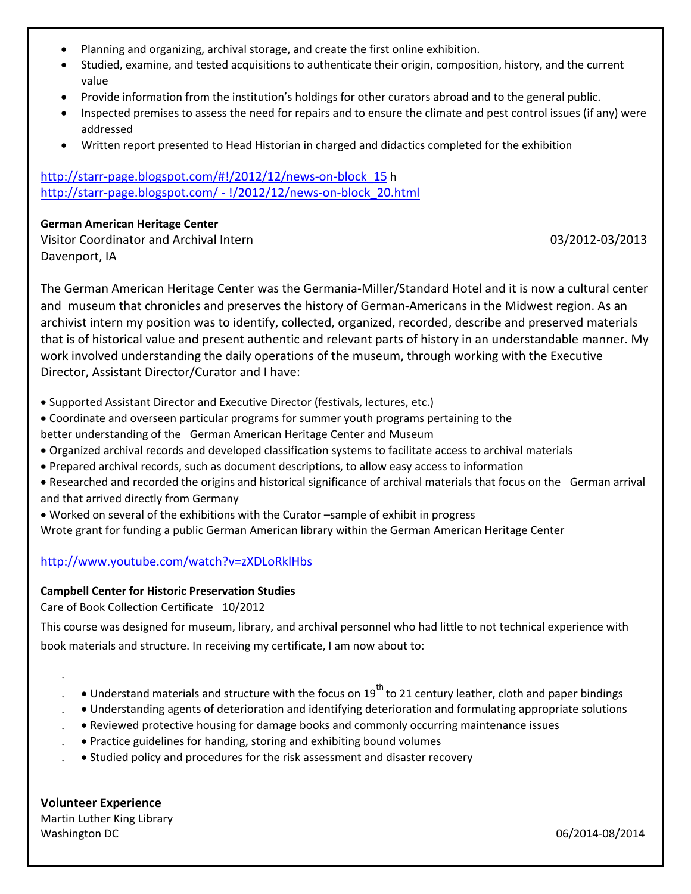- Planning and organizing, archival storage, and create the first online exhibition.
- Studied, examine, and tested acquisitions to authenticate their origin, composition, history, and the current value
- Provide information from the institution's holdings for other curators abroad and to the general public.
- Inspected premises to assess the need for repairs and to ensure the climate and pest control issues (if any) were addressed
- Written report presented to Head Historian in charged and didactics completed for the exhibition

http://starr-page.blogspot.com/#!/2012/12/news-on-block_15 h
http://starr-page.blogspot.com/ - !/2012/12/news-on-block_20.html

**German American Heritage Center**
Visitor Coordinator and Archival Intern — 03/2012-03/2013
Davenport, IA

The German American Heritage Center was the Germania-Miller/Standard Hotel and it is now a cultural center and museum that chronicles and preserves the history of German-Americans in the Midwest region. As an archivist intern my position was to identify, collected, organized, recorded, describe and preserved materials that is of historical value and present authentic and relevant parts of history in an understandable manner. My work involved understanding the daily operations of the museum, through working with the Executive Director, Assistant Director/Curator and I have:

- Supported Assistant Director and Executive Director (festivals, lectures, etc.)
- Coordinate and overseen particular programs for summer youth programs pertaining to the better understanding of the German American Heritage Center and Museum
- Organized archival records and developed classification systems to facilitate access to archival materials
- Prepared archival records, such as document descriptions, to allow easy access to information
- Researched and recorded the origins and historical significance of archival materials that focus on the German arrival and that arrived directly from Germany
- Worked on several of the exhibitions with the Curator –sample of exhibit in progress

Wrote grant for funding a public German American library within the German American Heritage Center

http://www.youtube.com/watch?v=zXDLoRklHbs

**Campbell Center for Historic Preservation Studies**
Care of Book Collection Certificate 10/2012

This course was designed for museum, library, and archival personnel who had little to not technical experience with book materials and structure. In receiving my certificate, I am now about to:

- Understand materials and structure with the focus on 19th to 21 century leather, cloth and paper bindings
- Understanding agents of deterioration and identifying deterioration and formulating appropriate solutions
- Reviewed protective housing for damage books and commonly occurring maintenance issues
- Practice guidelines for handing, storing and exhibiting bound volumes
- Studied policy and procedures for the risk assessment and disaster recovery

**Volunteer Experience**
Martin Luther King Library
Washington DC — 06/2014-08/2014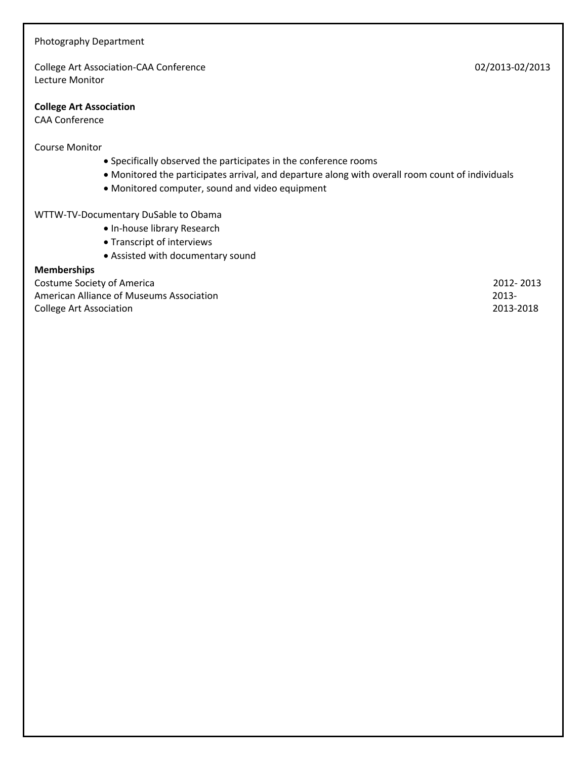Photography Department

College Art Association-CAA Conference 02/2013-02/2013
Lecture Monitor

**College Art Association**
CAA Conference

Course Monitor

- Specifically observed the participates in the conference rooms
- Monitored the participates arrival, and departure along with overall room count of individuals
- Monitored computer, sound and video equipment

WTTW-TV-Documentary DuSable to Obama

- In-house library Research
- Transcript of interviews
- Assisted with documentary sound

**Memberships**

Costume Society of America 2012- 2013
American Alliance of Museums Association 2013-
College Art Association 2013-2018